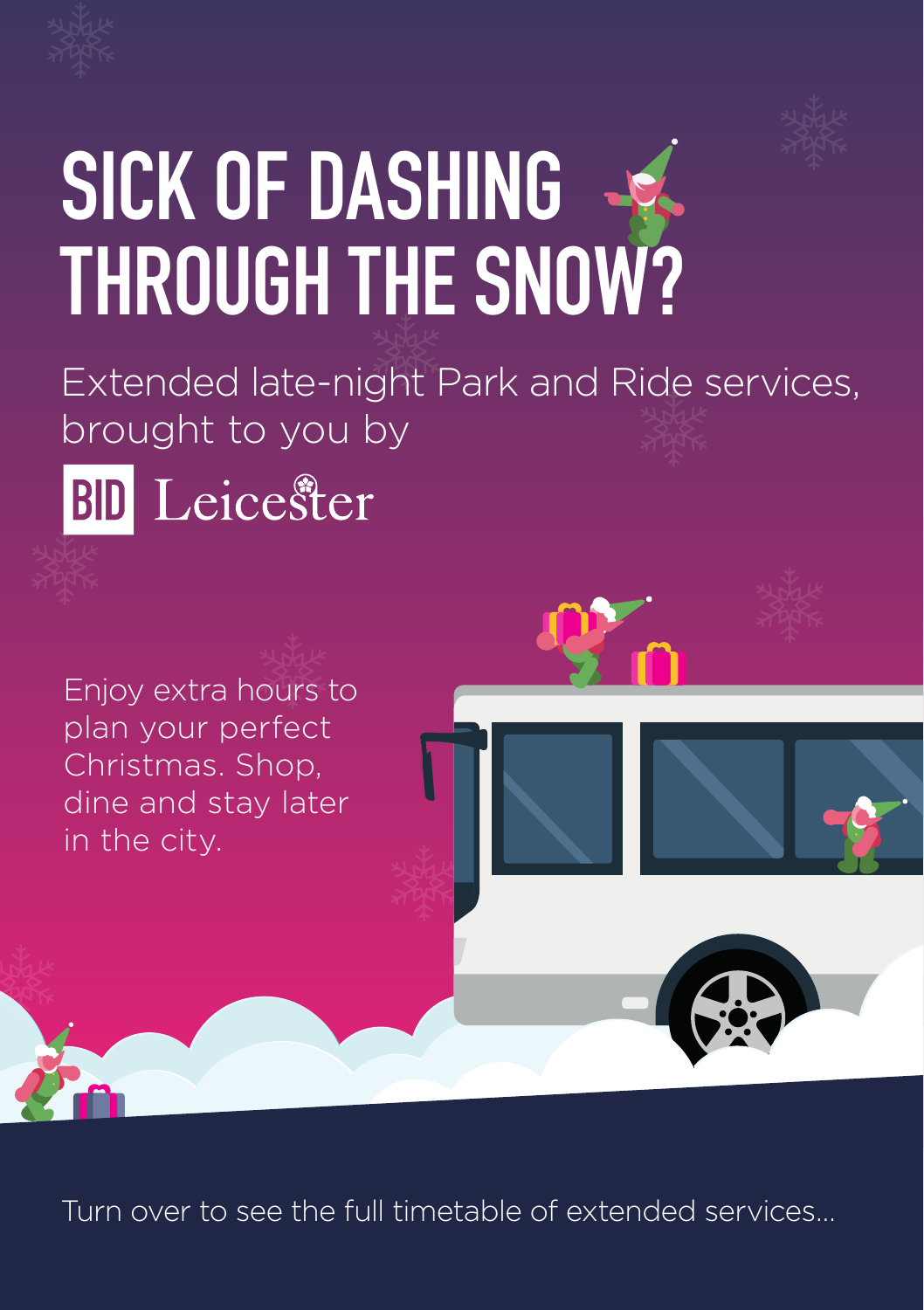# SICK OF DASHING THROUGH THE SNOW?

Extended late-night Park and Ride services, brought to you by

BID Leicester

Enjoy extra hours to plan your perfect Christmas. Shop, dine and stay later in the city.

Turn over to see the full timetable of extended services...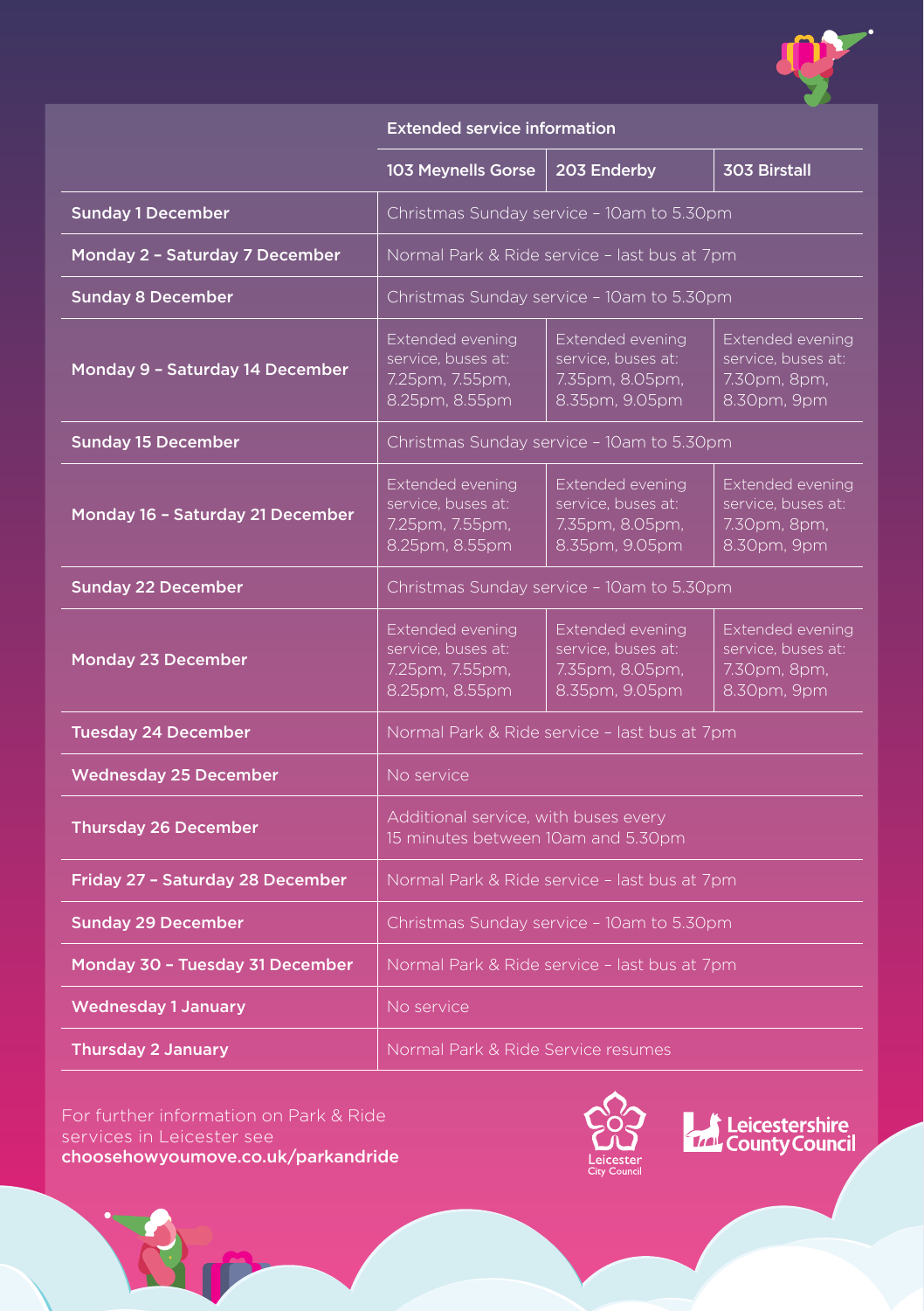| | Extended service information | | |
|---|---|---|---|
| | 103 Meynells Gorse | 203 Enderby | 303 Birstall |
| **Sunday 1 December** | Christmas Sunday service – 10am to 5.30pm | | |
| **Monday 2 – Saturday 7 December** | Normal Park & Ride service – last bus at 7pm | | |
| **Sunday 8 December** | Christmas Sunday service – 10am to 5.30pm | | |
| **Monday 9 – Saturday 14 December** | Extended evening service, buses at: 7.25pm, 7.55pm, 8.25pm, 8.55pm | Extended evening service, buses at: 7.35pm, 8.05pm, 8.35pm, 9.05pm | Extended evening service, buses at: 7.30pm, 8pm, 8.30pm, 9pm |
| **Sunday 15 December** | Christmas Sunday service – 10am to 5.30pm | | |
| **Monday 16 – Saturday 21 December** | Extended evening service, buses at: 7.25pm, 7.55pm, 8.25pm, 8.55pm | Extended evening service, buses at: 7.35pm, 8.05pm, 8.35pm, 9.05pm | Extended evening service, buses at: 7.30pm, 8pm, 8.30pm, 9pm |
| **Sunday 22 December** | Christmas Sunday service – 10am to 5.30pm | | |
| **Monday 23 December** | Extended evening service, buses at: 7.25pm, 7.55pm, 8.25pm, 8.55pm | Extended evening service, buses at: 7.35pm, 8.05pm, 8.35pm, 9.05pm | Extended evening service, buses at: 7.30pm, 8pm, 8.30pm, 9pm |
| **Tuesday 24 December** | Normal Park & Ride service – last bus at 7pm | | |
| **Wednesday 25 December** | No service | | |
| **Thursday 26 December** | Additional service, with buses every 15 minutes between 10am and 5.30pm | | |
| **Friday 27 – Saturday 28 December** | Normal Park & Ride service – last bus at 7pm | | |
| **Sunday 29 December** | Christmas Sunday service – 10am to 5.30pm | | |
| **Monday 30 – Tuesday 31 December** | Normal Park & Ride service – last bus at 7pm | | |
| **Wednesday 1 January** | No service | | |
| **Thursday 2 January** | Normal Park & Ride Service resumes | | |

For further information on Park & Ride services in Leicester see **choosehowyoumove.co.uk/parkandride**

Leicester City Council

Leicestershire County Council